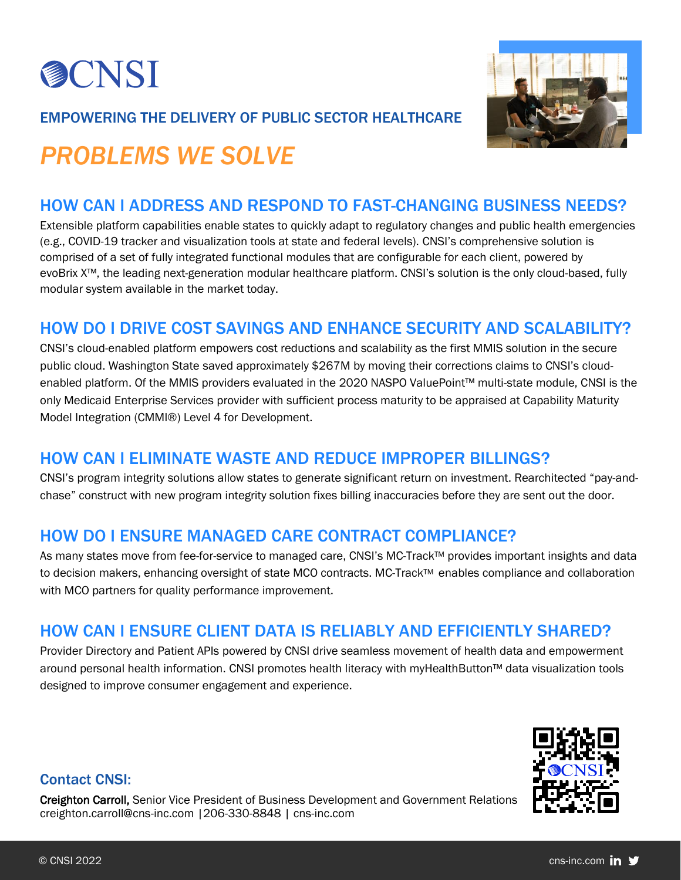# CNSI

## EMPOWERING THE DELIVERY OF PUBLIC SECTOR HEALTHCARE

# *PROBLEMS WE SOLVE*

## HOW CAN I ADDRESS AND RESPOND TO FAST-CHANGING BUSINESS NEEDS?

Extensible platform capabilities enable states to quickly adapt to regulatory changes and public health emergencies (e.g., COVID-19 tracker and visualization tools at state and federal levels). CNSI's comprehensive solution is comprised of a set of fully integrated functional modules that are configurable for each client, powered by evoBrix X™, the leading next-generation modular healthcare platform. CNSI's solution is the only cloud-based, fully modular system available in the market today.

## HOW DO I DRIVE COST SAVINGS AND ENHANCE SECURITY AND SCALABILITY?

CNSI's cloud-enabled platform empowers cost reductions and scalability as the first MMIS solution in the secure public cloud. Washington State saved approximately $267M by moving their corrections claims to CNSI's cloud-enabled platform. Of the MMIS providers evaluated in the 2020 NASPO ValuePoint™ multi-state module, CNSI is the only Medicaid Enterprise Services provider with sufficient process maturity to be appraised at Capability Maturity Model Integration (CMMI®) Level 4 for Development.

## HOW CAN I ELIMINATE WASTE AND REDUCE IMPROPER BILLINGS?

CNSI's program integrity solutions allow states to generate significant return on investment. Rearchitected "pay-and-chase" construct with new program integrity solution fixes billing inaccuracies before they are sent out the door.

## HOW DO I ENSURE MANAGED CARE CONTRACT COMPLIANCE?

As many states move from fee-for-service to managed care, CNSI's MC-Track™ provides important insights and data to decision makers, enhancing oversight of state MCO contracts. MC-Track™ enables compliance and collaboration with MCO partners for quality performance improvement.

## HOW CAN I ENSURE CLIENT DATA IS RELIABLY AND EFFICIENTLY SHARED?

Provider Directory and Patient APIs powered by CNSI drive seamless movement of health data and empowerment around personal health information. CNSI promotes health literacy with myHealthButton™ data visualization tools designed to improve consumer engagement and experience.

### Contact CNSI:

**Creighton Carroll,** Senior Vice President of Business Development and Government Relations
creighton.carroll@cns-inc.com |206-330-8848 | cns-inc.com

© CNSI 2022

cns-inc.com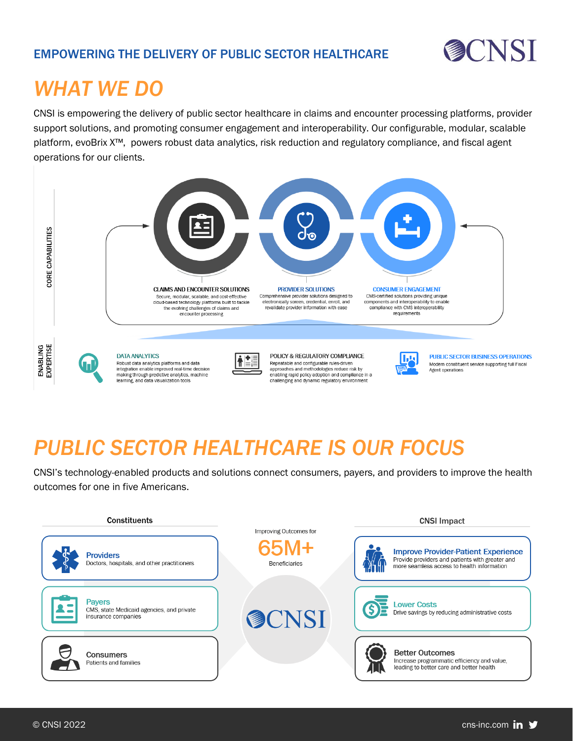EMPOWERING THE DELIVERY OF PUBLIC SECTOR HEALTHCARE

# WHAT WE DO

CNSI is empowering the delivery of public sector healthcare in claims and encounter processing platforms, provider support solutions, and promoting consumer engagement and interoperability. Our configurable, modular, scalable platform, evoBrix X™, powers robust data analytics, risk reduction and regulatory compliance, and fiscal agent operations for our clients.

## CORE CAPABILITIES

**CLAIMS AND ENCOUNTER SOLUTIONS**
Secure, modular, scalable, and cost-effective cloud-based technology platforms built to tackle the evolving challenges of claims and encounter processing

**PROVIDER SOLUTIONS**
Comprehensive provider solutions designed to electronically screen, credential, enroll, and revalidate provider information with ease

**CONSUMER ENGAGEMENT**
CMS-certified solutions providing unique components and interoperability to enable compliance with CMS interoperability requirements

## ENABLING EXPERTISE

**DATA ANALYTICS**
Robust data analytics platforms and data integration enable improved real-time decision making through predictive analytics, machine learning, and data visualization tools

**POLICY & REGULATORY COMPLIANCE**
Repeatable and configurable rules-driven approaches and methodologies reduce risk by enabling rapid policy adoption and compliance in a challenging and dynamic regulatory environment

**PUBLIC SECTOR BUSINESS OPERATIONS**
Modern constituent service supporting full Fiscal Agent operations

# PUBLIC SECTOR HEALTHCARE IS OUR FOCUS

CNSI's technology-enabled products and solutions connect consumers, payers, and providers to improve the health outcomes for one in five Americans.

### Constituents

**Providers**
Doctors, hospitals, and other practitioners

**Payers**
CMS, state Medicaid agencies, and private insurance companies

**Consumers**
Patients and families

Improving Outcomes for

**65M+**

Beneficiaries

CNSI

### CNSI Impact

**Improve Provider-Patient Experience**
Provide providers and patients with greater and more seamless access to health information

**Lower Costs**
Drive savings by reducing administrative costs

**Better Outcomes**
Increase programmatic efficiency and value, leading to better care and better health

© CNSI 2022

cns-inc.com